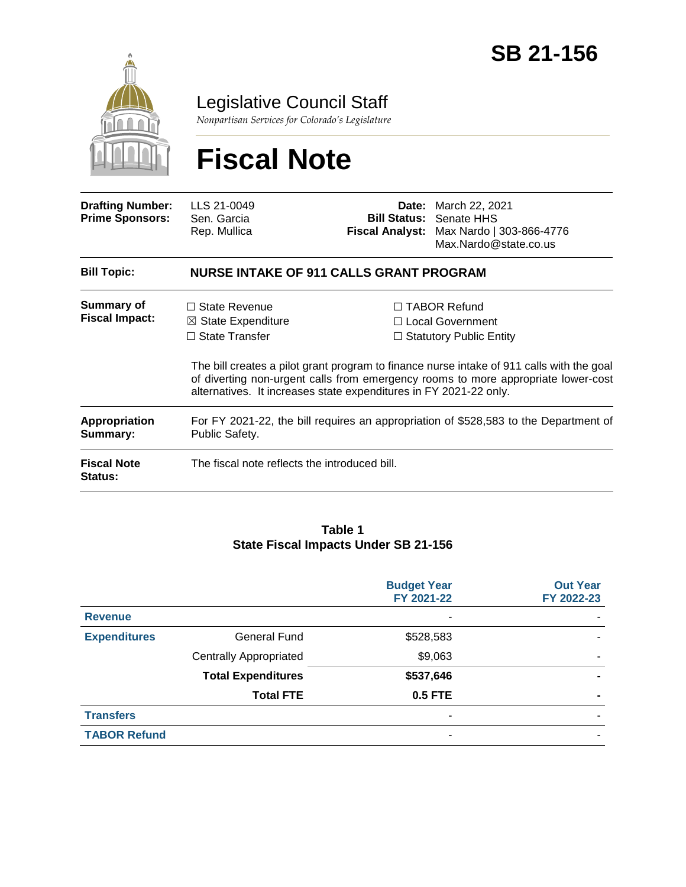# SB 21-156

Legislative Council Staff

*Nonpartisan Services for Colorado's Legislature*

# Fiscal Note

| | | | |
|---|---|---|---|
| **Drafting Number:** | LLS 21-0049 | **Date:** | March 22, 2021 |
| **Prime Sponsors:** | Sen. Garcia<br>Rep. Mullica | **Bill Status:** | Senate HHS |
| | | **Fiscal Analyst:** | Max Nardo \| 303-866-4776<br>Max.Nardo@state.co.us |

**Bill Topic:** **NURSE INTAKE OF 911 CALLS GRANT PROGRAM**

**Summary of Fiscal Impact:**

☐ State Revenue
☒ State Expenditure
☐ State Transfer
☐ TABOR Refund
☐ Local Government
☐ Statutory Public Entity

The bill creates a pilot grant program to finance nurse intake of 911 calls with the goal of diverting non-urgent calls from emergency rooms to more appropriate lower-cost alternatives. It increases state expenditures in FY 2021-22 only.

**Appropriation Summary:** For FY 2021-22, the bill requires an appropriation of $528,583 to the Department of Public Safety.

**Fiscal Note Status:** The fiscal note reflects the introduced bill.

**Table 1**
**State Fiscal Impacts Under SB 21-156**

| | | Budget Year FY 2021-22 | Out Year FY 2022-23 |
|---|---|---|---|
| **Revenue** | | - | - |
| **Expenditures** | General Fund | $528,583 | - |
| | Centrally Appropriated | $9,063 | - |
| | **Total Expenditures** | **$537,646** | **-** |
| | **Total FTE** | **0.5 FTE** | **-** |
| **Transfers** | | - | - |
| **TABOR Refund** | | - | - |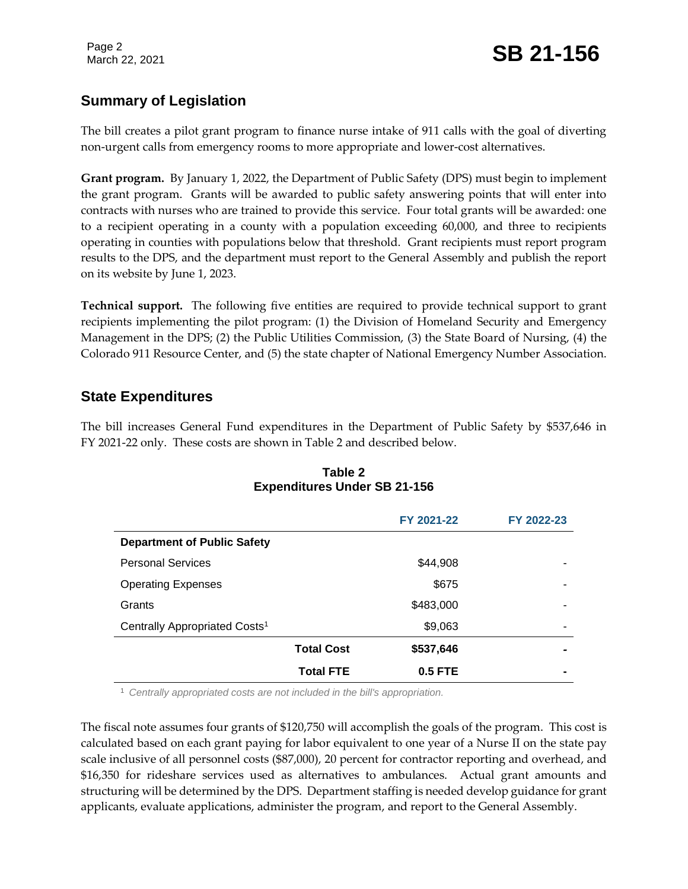## Summary of Legislation

The bill creates a pilot grant program to finance nurse intake of 911 calls with the goal of diverting non-urgent calls from emergency rooms to more appropriate and lower-cost alternatives.

**Grant program.** By January 1, 2022, the Department of Public Safety (DPS) must begin to implement the grant program. Grants will be awarded to public safety answering points that will enter into contracts with nurses who are trained to provide this service. Four total grants will be awarded: one to a recipient operating in a county with a population exceeding 60,000, and three to recipients operating in counties with populations below that threshold. Grant recipients must report program results to the DPS, and the department must report to the General Assembly and publish the report on its website by June 1, 2023.

**Technical support.** The following five entities are required to provide technical support to grant recipients implementing the pilot program: (1) the Division of Homeland Security and Emergency Management in the DPS; (2) the Public Utilities Commission, (3) the State Board of Nursing, (4) the Colorado 911 Resource Center, and (5) the state chapter of National Emergency Number Association.

## State Expenditures

The bill increases General Fund expenditures in the Department of Public Safety by $537,646 in FY 2021-22 only. These costs are shown in Table 2 and described below.

**Table 2**
**Expenditures Under SB 21-156**

| | FY 2021-22 | FY 2022-23 |
|---|---|---|
| **Department of Public Safety** | | |
| Personal Services | $44,908 | - |
| Operating Expenses | $675 | - |
| Grants | $483,000 | - |
| Centrally Appropriated Costs[1] | $9,063 | - |
| **Total Cost** | **$537,646** | **-** |
| **Total FTE** | **0.5 FTE** | **-** |

[1] *Centrally appropriated costs are not included in the bill's appropriation.*

The fiscal note assumes four grants of $120,750 will accomplish the goals of the program. This cost is calculated based on each grant paying for labor equivalent to one year of a Nurse II on the state pay scale inclusive of all personnel costs ($87,000), 20 percent for contractor reporting and overhead, and $16,350 for rideshare services used as alternatives to ambulances. Actual grant amounts and structuring will be determined by the DPS. Department staffing is needed develop guidance for grant applicants, evaluate applications, administer the program, and report to the General Assembly.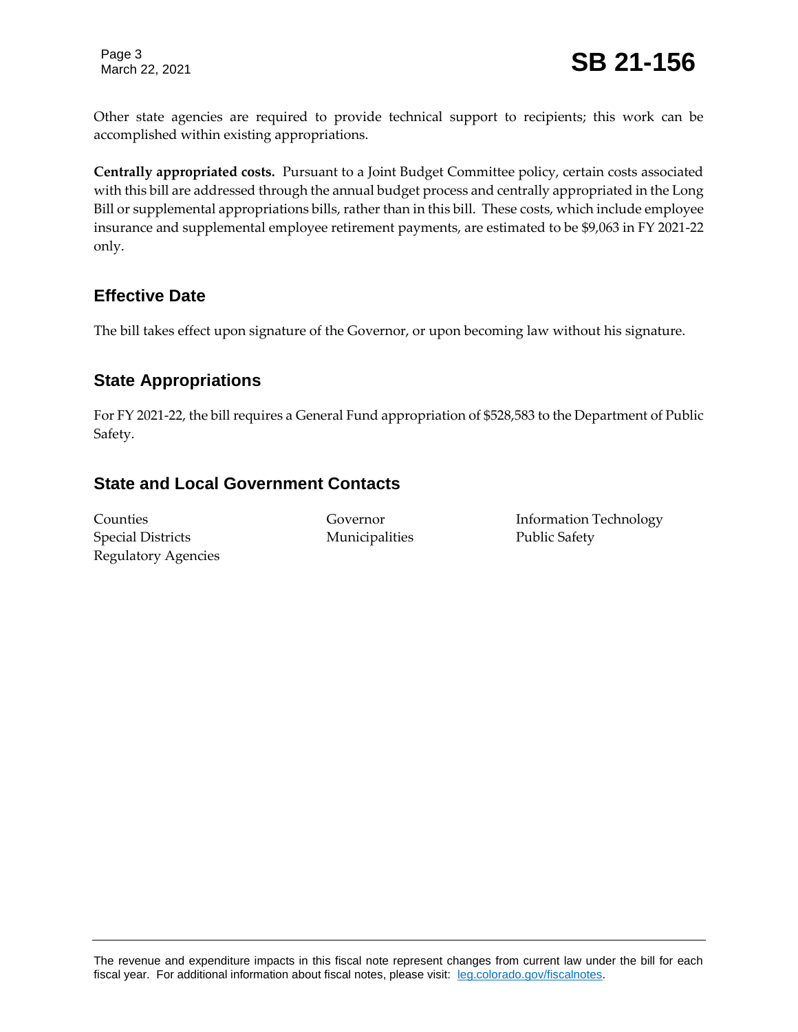Other state agencies are required to provide technical support to recipients; this work can be accomplished within existing appropriations.

**Centrally appropriated costs.** Pursuant to a Joint Budget Committee policy, certain costs associated with this bill are addressed through the annual budget process and centrally appropriated in the Long Bill or supplemental appropriations bills, rather than in this bill. These costs, which include employee insurance and supplemental employee retirement payments, are estimated to be $9,063 in FY 2021-22 only.

## Effective Date

The bill takes effect upon signature of the Governor, or upon becoming law without his signature.

## State Appropriations

For FY 2021-22, the bill requires a General Fund appropriation of $528,583 to the Department of Public Safety.

## State and Local Government Contacts

| | | |
|---|---|---|
| Counties | Governor | Information Technology |
| Special Districts | Municipalities | Public Safety |
| Regulatory Agencies | | |

The revenue and expenditure impacts in this fiscal note represent changes from current law under the bill for each fiscal year. For additional information about fiscal notes, please visit: leg.colorado.gov/fiscalnotes.